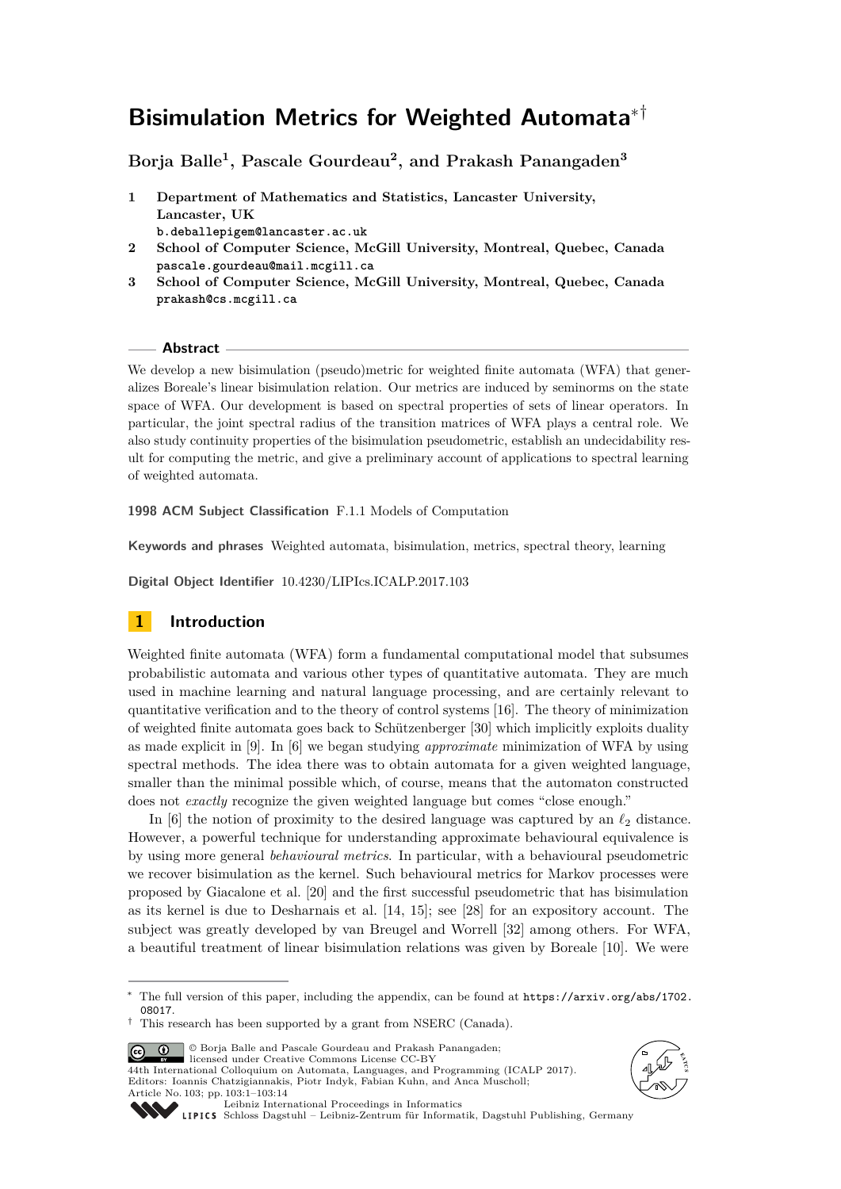# Bisimulation Metrics for Weighted Automata[*,†]

**Borja Balle[1], Pascale Gourdeau[2], and Prakash Panangaden[3]**

1. **Department of Mathematics and Statistics, Lancaster University, Lancaster, UK**
   b.deballepigem@lancaster.ac.uk
2. **School of Computer Science, McGill University, Montreal, Quebec, Canada**
   pascale.gourdeau@mail.mcgill.ca
3. **School of Computer Science, McGill University, Montreal, Quebec, Canada**
   prakash@cs.mcgill.ca

## Abstract

We develop a new bisimulation (pseudo)metric for weighted finite automata (WFA) that generalizes Boreale's linear bisimulation relation. Our metrics are induced by seminorms on the state space of WFA. Our development is based on spectral properties of sets of linear operators. In particular, the joint spectral radius of the transition matrices of WFA plays a central role. We also study continuity properties of the bisimulation pseudometric, establish an undecidability result for computing the metric, and give a preliminary account of applications to spectral learning of weighted automata.

**1998 ACM Subject Classification** F.1.1 Models of Computation

**Keywords and phrases** Weighted automata, bisimulation, metrics, spectral theory, learning

**Digital Object Identifier** 10.4230/LIPIcs.ICALP.2017.103

## 1 Introduction

Weighted finite automata (WFA) form a fundamental computational model that subsumes probabilistic automata and various other types of quantitative automata. They are much used in machine learning and natural language processing, and are certainly relevant to quantitative verification and to the theory of control systems [16]. The theory of minimization of weighted finite automata goes back to Schützenberger [30] which implicitly exploits duality as made explicit in [9]. In [6] we began studying *approximate* minimization of WFA by using spectral methods. The idea there was to obtain automata for a given weighted language, smaller than the minimal possible which, of course, means that the automaton constructed does not *exactly* recognize the given weighted language but comes "close enough."

In [6] the notion of proximity to the desired language was captured by an $\ell_2$ distance. However, a powerful technique for understanding approximate behavioural equivalence is by using more general *behavioural metrics*. In particular, with a behavioural pseudometric we recover bisimulation as the kernel. Such behavioural metrics for Markov processes were proposed by Giacalone et al. [20] and the first successful pseudometric that has bisimulation as its kernel is due to Desharnais et al. [14, 15]; see [28] for an expository account. The subject was greatly developed by van Breugel and Worrell [32] among others. For WFA, a beautiful treatment of linear bisimulation relations was given by Boreale [10]. We were

---

[*] The full version of this paper, including the appendix, can be found at https://arxiv.org/abs/1702.08017.

[†] This research has been supported by a grant from NSERC (Canada).

© Borja Balle and Pascale Gourdeau and Prakash Panangaden; licensed under Creative Commons License CC-BY
44th International Colloquium on Automata, Languages, and Programming (ICALP 2017).
Editors: Ioannis Chatzigiannakis, Piotr Indyk, Fabian Kuhn, and Anca Muscholl;
Article No. 103; pp. 103:1–103:14
Leibniz International Proceedings in Informatics
Schloss Dagstuhl – Leibniz-Zentrum für Informatik, Dagstuhl Publishing, Germany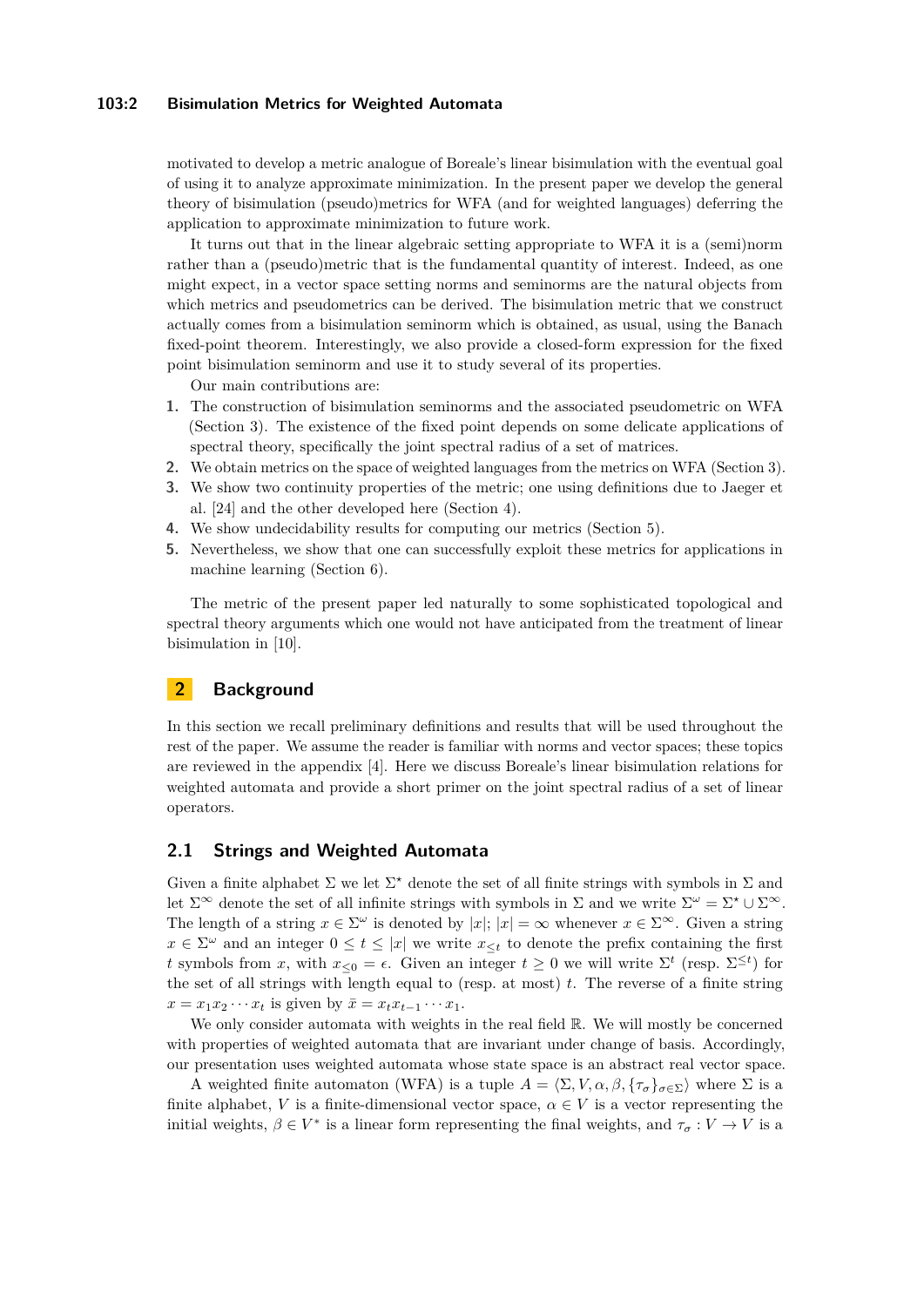motivated to develop a metric analogue of Boreale's linear bisimulation with the eventual goal of using it to analyze approximate minimization. In the present paper we develop the general theory of bisimulation (pseudo)metrics for WFA (and for weighted languages) deferring the application to approximate minimization to future work.

It turns out that in the linear algebraic setting appropriate to WFA it is a (semi)norm rather than a (pseudo)metric that is the fundamental quantity of interest. Indeed, as one might expect, in a vector space setting norms and seminorms are the natural objects from which metrics and pseudometrics can be derived. The bisimulation metric that we construct actually comes from a bisimulation seminorm which is obtained, as usual, using the Banach fixed-point theorem. Interestingly, we also provide a closed-form expression for the fixed point bisimulation seminorm and use it to study several of its properties.

Our main contributions are:

1. The construction of bisimulation seminorms and the associated pseudometric on WFA (Section 3). The existence of the fixed point depends on some delicate applications of spectral theory, specifically the joint spectral radius of a set of matrices.
2. We obtain metrics on the space of weighted languages from the metrics on WFA (Section 3).
3. We show two continuity properties of the metric; one using definitions due to Jaeger et al. [24] and the other developed here (Section 4).
4. We show undecidability results for computing our metrics (Section 5).
5. Nevertheless, we show that one can successfully exploit these metrics for applications in machine learning (Section 6).

The metric of the present paper led naturally to some sophisticated topological and spectral theory arguments which one would not have anticipated from the treatment of linear bisimulation in [10].

## 2 Background

In this section we recall preliminary definitions and results that will be used throughout the rest of the paper. We assume the reader is familiar with norms and vector spaces; these topics are reviewed in the appendix [4]. Here we discuss Boreale's linear bisimulation relations for weighted automata and provide a short primer on the joint spectral radius of a set of linear operators.

### 2.1 Strings and Weighted Automata

Given a finite alphabet $\Sigma$ we let $\Sigma^\star$ denote the set of all finite strings with symbols in $\Sigma$ and let $\Sigma^\infty$ denote the set of all infinite strings with symbols in $\Sigma$ and we write $\Sigma^\omega = \Sigma^\star \cup \Sigma^\infty$. The length of a string $x \in \Sigma^\omega$ is denoted by $|x|$; $|x| = \infty$ whenever $x \in \Sigma^\infty$. Given a string $x \in \Sigma^\omega$ and an integer $0 \leq t \leq |x|$ we write $x_{\leq t}$ to denote the prefix containing the first $t$ symbols from $x$, with $x_{\leq 0} = \epsilon$. Given an integer $t \geq 0$ we will write $\Sigma^t$ (resp. $\Sigma^{\leq t}$) for the set of all strings with length equal to (resp. at most) $t$. The reverse of a finite string $x = x_1 x_2 \cdots x_t$ is given by $\bar{x} = x_t x_{t-1} \cdots x_1$.

We only consider automata with weights in the real field $\mathbb{R}$. We will mostly be concerned with properties of weighted automata that are invariant under change of basis. Accordingly, our presentation uses weighted automata whose state space is an abstract real vector space.

A weighted finite automaton (WFA) is a tuple $A = \langle \Sigma, V, \alpha, \beta, \{\tau_\sigma\}_{\sigma \in \Sigma} \rangle$ where $\Sigma$ is a finite alphabet, $V$ is a finite-dimensional vector space, $\alpha \in V$ is a vector representing the initial weights, $\beta \in V^*$ is a linear form representing the final weights, and $\tau_\sigma : V \to V$ is a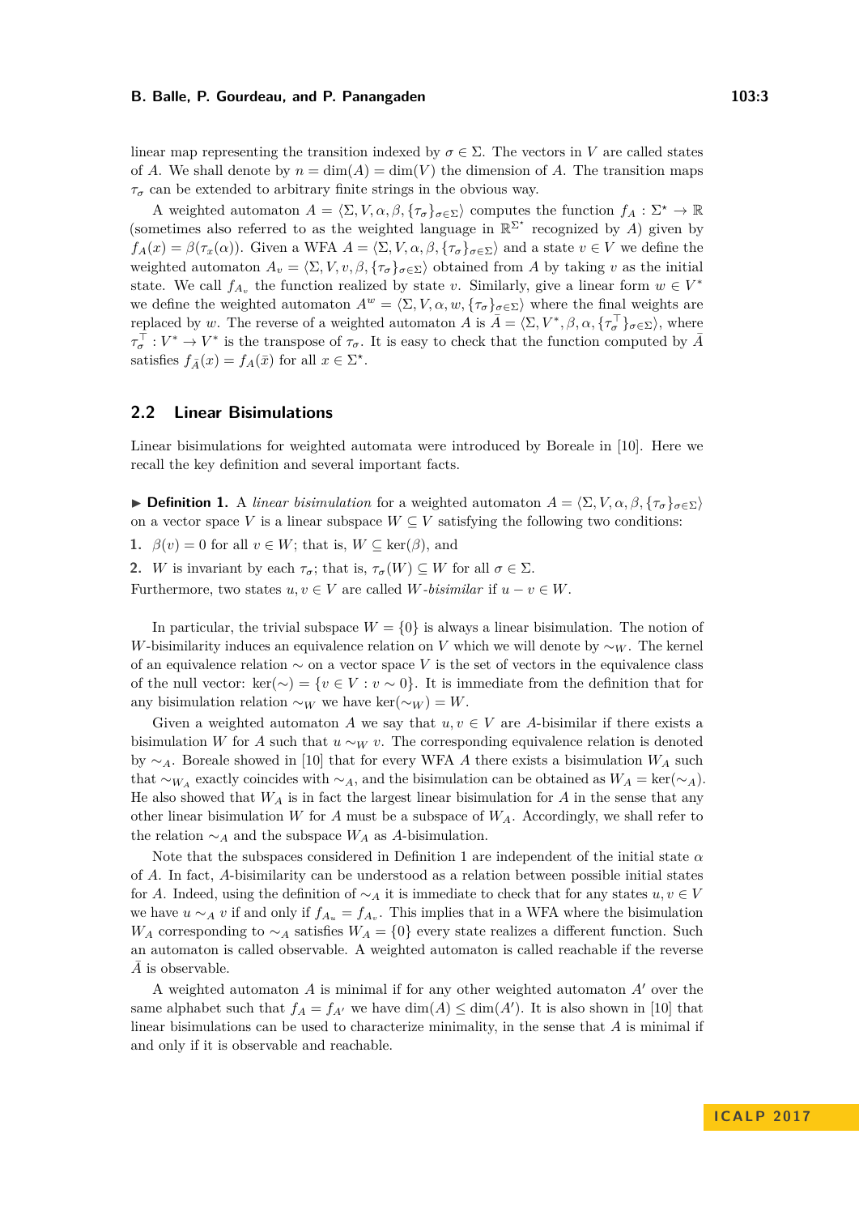linear map representing the transition indexed by $\sigma \in \Sigma$. The vectors in $V$ are called states of $A$. We shall denote by $n = \dim(A) = \dim(V)$ the dimension of $A$. The transition maps $\tau_\sigma$ can be extended to arbitrary finite strings in the obvious way.

A weighted automaton $A = \langle \Sigma, V, \alpha, \beta, \{\tau_\sigma\}_{\sigma\in\Sigma}\rangle$ computes the function $f_A : \Sigma^\star \to \mathbb{R}$ (sometimes also referred to as the weighted language in $\mathbb{R}^{\Sigma^\star}$ recognized by $A$) given by $f_A(x) = \beta(\tau_x(\alpha))$. Given a WFA $A = \langle \Sigma, V, \alpha, \beta, \{\tau_\sigma\}_{\sigma\in\Sigma}\rangle$ and a state $v \in V$ we define the weighted automaton $A_v = \langle \Sigma, V, v, \beta, \{\tau_\sigma\}_{\sigma\in\Sigma}\rangle$ obtained from $A$ by taking $v$ as the initial state. We call $f_{A_v}$ the function realized by state $v$. Similarly, give a linear form $w \in V^*$ we define the weighted automaton $A^w = \langle \Sigma, V, \alpha, w, \{\tau_\sigma\}_{\sigma\in\Sigma}\rangle$ where the final weights are replaced by $w$. The reverse of a weighted automaton $A$ is $\bar{A} = \langle \Sigma, V^*, \beta, \alpha, \{\tau_\sigma^\top\}_{\sigma\in\Sigma}\rangle$, where $\tau_\sigma^\top : V^* \to V^*$ is the transpose of $\tau_\sigma$. It is easy to check that the function computed by $\bar{A}$ satisfies $f_{\bar{A}}(x) = f_A(\bar{x})$ for all $x \in \Sigma^\star$.

## 2.2 Linear Bisimulations

Linear bisimulations for weighted automata were introduced by Boreale in [10]. Here we recall the key definition and several important facts.

▶ **Definition 1.** A *linear bisimulation* for a weighted automaton $A = \langle \Sigma, V, \alpha, \beta, \{\tau_\sigma\}_{\sigma\in\Sigma}\rangle$ on a vector space $V$ is a linear subspace $W \subseteq V$ satisfying the following two conditions:

1. $\beta(v) = 0$ for all $v \in W$; that is, $W \subseteq \ker(\beta)$, and
2. $W$ is invariant by each $\tau_\sigma$; that is, $\tau_\sigma(W) \subseteq W$ for all $\sigma \in \Sigma$.

Furthermore, two states $u, v \in V$ are called *$W$-bisimilar* if $u - v \in W$.

In particular, the trivial subspace $W = \{0\}$ is always a linear bisimulation. The notion of $W$-bisimilarity induces an equivalence relation on $V$ which we will denote by $\sim_W$. The kernel of an equivalence relation $\sim$ on a vector space $V$ is the set of vectors in the equivalence class of the null vector: $\ker(\sim) = \{v \in V : v \sim 0\}$. It is immediate from the definition that for any bisimulation relation $\sim_W$ we have $\ker(\sim_W) = W$.

Given a weighted automaton $A$ we say that $u, v \in V$ are $A$-bisimilar if there exists a bisimulation $W$ for $A$ such that $u \sim_W v$. The corresponding equivalence relation is denoted by $\sim_A$. Boreale showed in [10] that for every WFA $A$ there exists a bisimulation $W_A$ such that $\sim_{W_A}$ exactly coincides with $\sim_A$, and the bisimulation can be obtained as $W_A = \ker(\sim_A)$. He also showed that $W_A$ is in fact the largest linear bisimulation for $A$ in the sense that any other linear bisimulation $W$ for $A$ must be a subspace of $W_A$. Accordingly, we shall refer to the relation $\sim_A$ and the subspace $W_A$ as $A$-bisimulation.

Note that the subspaces considered in Definition 1 are independent of the initial state $\alpha$ of $A$. In fact, $A$-bisimilarity can be understood as a relation between possible initial states for $A$. Indeed, using the definition of $\sim_A$ it is immediate to check that for any states $u, v \in V$ we have $u \sim_A v$ if and only if $f_{A_u} = f_{A_v}$. This implies that in a WFA where the bisimulation $W_A$ corresponding to $\sim_A$ satisfies $W_A = \{0\}$ every state realizes a different function. Such an automaton is called observable. A weighted automaton is called reachable if the reverse $\bar{A}$ is observable.

A weighted automaton $A$ is minimal if for any other weighted automaton $A'$ over the same alphabet such that $f_A = f_{A'}$ we have $\dim(A) \leq \dim(A')$. It is also shown in [10] that linear bisimulations can be used to characterize minimality, in the sense that $A$ is minimal if and only if it is observable and reachable.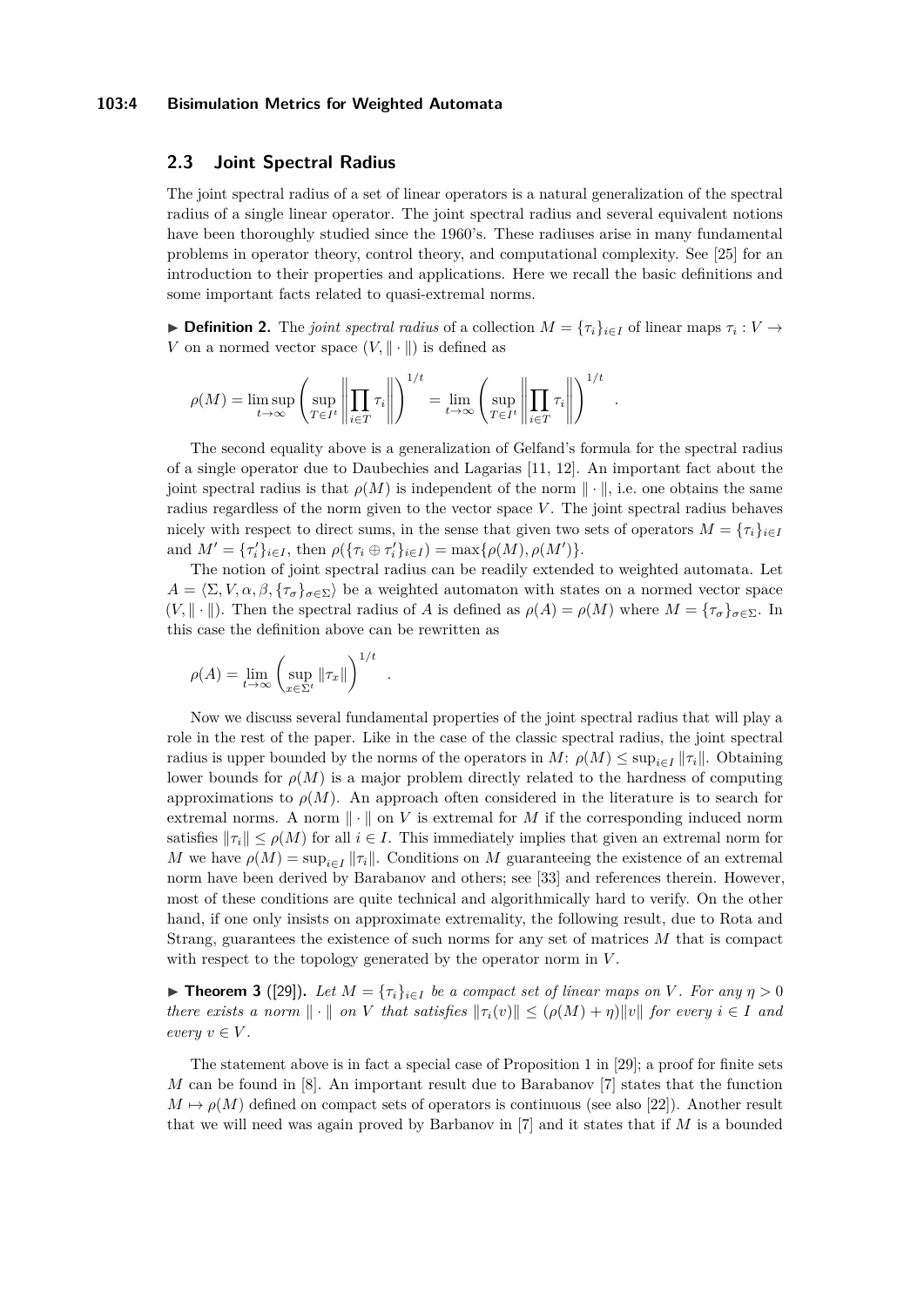## 2.3 Joint Spectral Radius

The joint spectral radius of a set of linear operators is a natural generalization of the spectral radius of a single linear operator. The joint spectral radius and several equivalent notions have been thoroughly studied since the 1960's. These radiuses arise in many fundamental problems in operator theory, control theory, and computational complexity. See [25] for an introduction to their properties and applications. Here we recall the basic definitions and some important facts related to quasi-extremal norms.

▶ **Definition 2.** The *joint spectral radius* of a collection $M = \{\tau_i\}_{i \in I}$ of linear maps $\tau_i : V \to V$ on a normed vector space $(V, \|\cdot\|)$ is defined as

$$\rho(M) = \limsup_{t\to\infty} \left( \sup_{T \in I^t} \left\| \prod_{i \in T} \tau_i \right\| \right)^{1/t} = \lim_{t\to\infty} \left( \sup_{T \in I^t} \left\| \prod_{i \in T} \tau_i \right\| \right)^{1/t} .$$

The second equality above is a generalization of Gelfand's formula for the spectral radius of a single operator due to Daubechies and Lagarias [11, 12]. An important fact about the joint spectral radius is that $\rho(M)$ is independent of the norm $\|\cdot\|$, i.e. one obtains the same radius regardless of the norm given to the vector space $V$. The joint spectral radius behaves nicely with respect to direct sums, in the sense that given two sets of operators $M = \{\tau_i\}_{i\in I}$ and $M' = \{\tau_i'\}_{i\in I}$, then $\rho(\{\tau_i \oplus \tau_i'\}_{i\in I}) = \max\{\rho(M), \rho(M')\}$.

The notion of joint spectral radius can be readily extended to weighted automata. Let $A = \langle \Sigma, V, \alpha, \beta, \{\tau_\sigma\}_{\sigma\in\Sigma}\rangle$ be a weighted automaton with states on a normed vector space $(V, \|\cdot\|)$. Then the spectral radius of $A$ is defined as $\rho(A) = \rho(M)$ where $M = \{\tau_\sigma\}_{\sigma\in\Sigma}$. In this case the definition above can be rewritten as

$$\rho(A) = \lim_{t\to\infty} \left( \sup_{x\in\Sigma^t} \|\tau_x\| \right)^{1/t} .$$

Now we discuss several fundamental properties of the joint spectral radius that will play a role in the rest of the paper. Like in the case of the classic spectral radius, the joint spectral radius is upper bounded by the norms of the operators in $M$: $\rho(M) \leq \sup_{i\in I} \|\tau_i\|$. Obtaining lower bounds for $\rho(M)$ is a major problem directly related to the hardness of computing approximations to $\rho(M)$. An approach often considered in the literature is to search for extremal norms. A norm $\|\cdot\|$ on $V$ is extremal for $M$ if the corresponding induced norm satisfies $\|\tau_i\| \leq \rho(M)$ for all $i \in I$. This immediately implies that given an extremal norm for $M$ we have $\rho(M) = \sup_{i\in I} \|\tau_i\|$. Conditions on $M$ guaranteeing the existence of an extremal norm have been derived by Barabanov and others; see [33] and references therein. However, most of these conditions are quite technical and algorithmically hard to verify. On the other hand, if one only insists on approximate extremality, the following result, due to Rota and Strang, guarantees the existence of such norms for any set of matrices $M$ that is compact with respect to the topology generated by the operator norm in $V$.

▶ **Theorem 3** ([29]). *Let $M = \{\tau_i\}_{i\in I}$ be a compact set of linear maps on $V$. For any $\eta > 0$ there exists a norm $\|\cdot\|$ on $V$ that satisfies $\|\tau_i(v)\| \leq (\rho(M) + \eta)\|v\|$ for every $i \in I$ and every $v \in V$.*

The statement above is in fact a special case of Proposition 1 in [29]; a proof for finite sets $M$ can be found in [8]. An important result due to Barabanov [7] states that the function $M \mapsto \rho(M)$ defined on compact sets of operators is continuous (see also [22]). Another result that we will need was again proved by Barbanov in [7] and it states that if $M$ is a bounded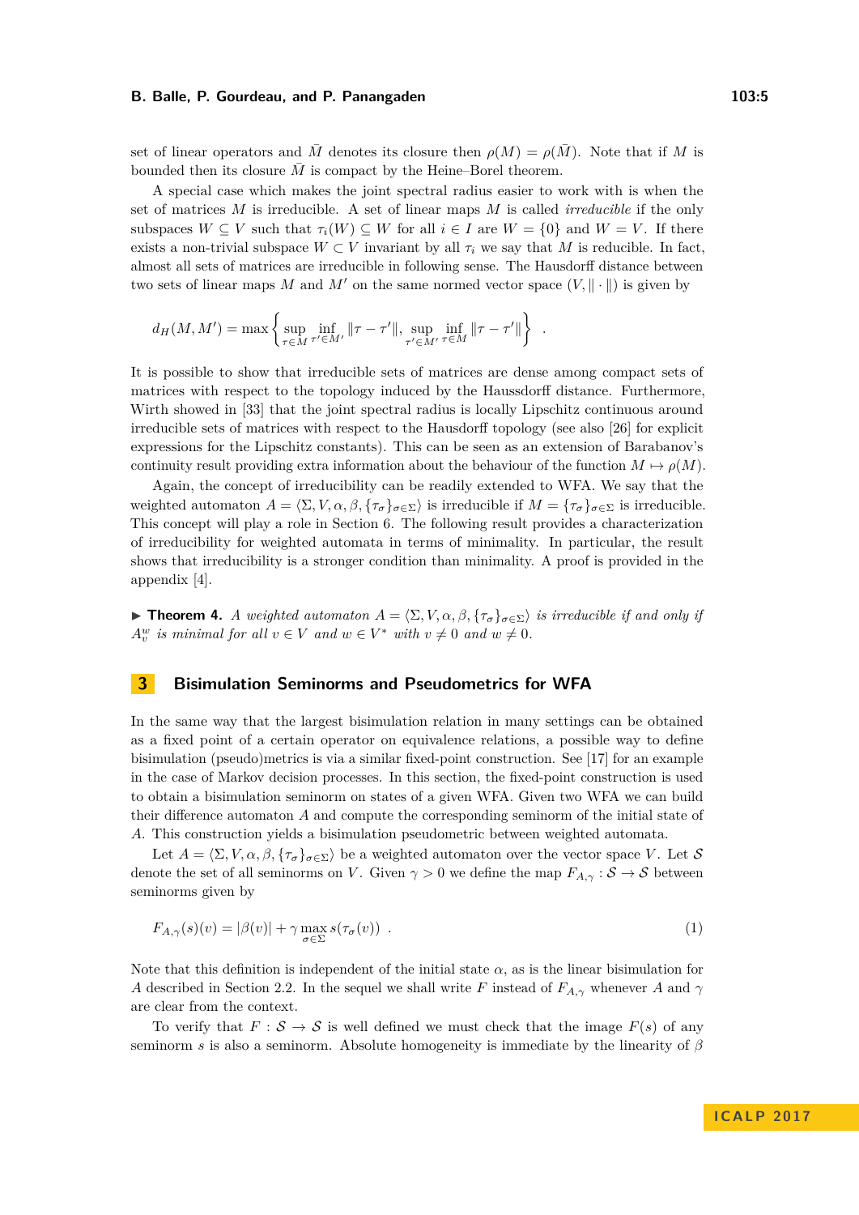set of linear operators and $\bar{M}$ denotes its closure then $\rho(M) = \rho(\bar{M})$. Note that if $M$ is bounded then its closure $\bar{M}$ is compact by the Heine–Borel theorem.

A special case which makes the joint spectral radius easier to work with is when the set of matrices $M$ is irreducible. A set of linear maps $M$ is called *irreducible* if the only subspaces $W \subseteq V$ such that $\tau_i(W) \subseteq W$ for all $i \in I$ are $W = \{0\}$ and $W = V$. If there exists a non-trivial subspace $W \subset V$ invariant by all $\tau_i$ we say that $M$ is reducible. In fact, almost all sets of matrices are irreducible in following sense. The Hausdorff distance between two sets of linear maps $M$ and $M'$ on the same normed vector space $(V, \|\cdot\|)$ is given by

$$d_H(M, M') = \max\left\{\sup_{\tau \in M} \inf_{\tau' \in M'} \|\tau - \tau'\|, \sup_{\tau' \in M'} \inf_{\tau \in M} \|\tau - \tau'\|\right\} .$$

It is possible to show that irreducible sets of matrices are dense among compact sets of matrices with respect to the topology induced by the Haussdorff distance. Furthermore, Wirth showed in [33] that the joint spectral radius is locally Lipschitz continuous around irreducible sets of matrices with respect to the Hausdorff topology (see also [26] for explicit expressions for the Lipschitz constants). This can be seen as an extension of Barabanov's continuity result providing extra information about the behaviour of the function $M \mapsto \rho(M)$.

Again, the concept of irreducibility can be readily extended to WFA. We say that the weighted automaton $A = \langle \Sigma, V, \alpha, \beta, \{\tau_\sigma\}_{\sigma \in \Sigma}\rangle$ is irreducible if $M = \{\tau_\sigma\}_{\sigma \in \Sigma}$ is irreducible. This concept will play a role in Section 6. The following result provides a characterization of irreducibility for weighted automata in terms of minimality. In particular, the result shows that irreducibility is a stronger condition than minimality. A proof is provided in the appendix [4].

▶ **Theorem 4.** *A weighted automaton $A = \langle \Sigma, V, \alpha, \beta, \{\tau_\sigma\}_{\sigma \in \Sigma}\rangle$ is irreducible if and only if $A_v^w$ is minimal for all $v \in V$ and $w \in V^*$ with $v \neq 0$ and $w \neq 0$.*

## 3 Bisimulation Seminorms and Pseudometrics for WFA

In the same way that the largest bisimulation relation in many settings can be obtained as a fixed point of a certain operator on equivalence relations, a possible way to define bisimulation (pseudo)metrics is via a similar fixed-point construction. See [17] for an example in the case of Markov decision processes. In this section, the fixed-point construction is used to obtain a bisimulation seminorm on states of a given WFA. Given two WFA we can build their difference automaton $A$ and compute the corresponding seminorm of the initial state of $A$. This construction yields a bisimulation pseudometric between weighted automata.

Let $A = \langle \Sigma, V, \alpha, \beta, \{\tau_\sigma\}_{\sigma \in \Sigma}\rangle$ be a weighted automaton over the vector space $V$. Let $\mathcal{S}$ denote the set of all seminorms on $V$. Given $\gamma > 0$ we define the map $F_{A,\gamma} : \mathcal{S} \to \mathcal{S}$ between seminorms given by

$$F_{A,\gamma}(s)(v) = |\beta(v)| + \gamma \max_{\sigma \in \Sigma} s(\tau_\sigma(v)) \ . \tag{1}$$

Note that this definition is independent of the initial state $\alpha$, as is the linear bisimulation for $A$ described in Section 2.2. In the sequel we shall write $F$ instead of $F_{A,\gamma}$ whenever $A$ and $\gamma$ are clear from the context.

To verify that $F : \mathcal{S} \to \mathcal{S}$ is well defined we must check that the image $F(s)$ of any seminorm $s$ is also a seminorm. Absolute homogeneity is immediate by the linearity of $\beta$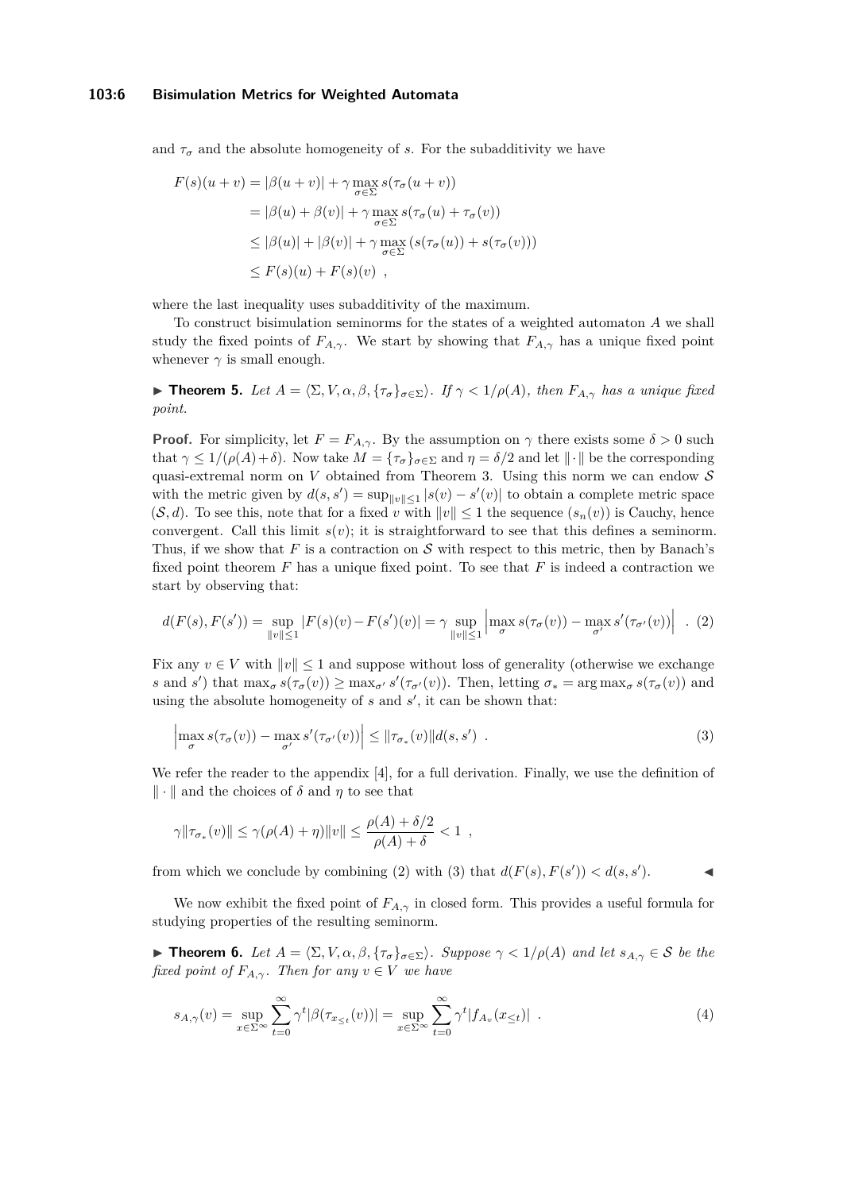and $\tau_\sigma$ and the absolute homogeneity of $s$. For the subadditivity we have

$$
\begin{aligned}
F(s)(u+v) &= |\beta(u+v)| + \gamma \max_{\sigma \in \Sigma} s(\tau_\sigma(u+v)) \\
&= |\beta(u) + \beta(v)| + \gamma \max_{\sigma \in \Sigma} s(\tau_\sigma(u) + \tau_\sigma(v)) \\
&\leq |\beta(u)| + |\beta(v)| + \gamma \max_{\sigma \in \Sigma} \left(s(\tau_\sigma(u)) + s(\tau_\sigma(v))\right) \\
&\leq F(s)(u) + F(s)(v) \ ,
\end{aligned}
$$

where the last inequality uses subadditivity of the maximum.

To construct bisimulation seminorms for the states of a weighted automaton $A$ we shall study the fixed points of $F_{A,\gamma}$. We start by showing that $F_{A,\gamma}$ has a unique fixed point whenever $\gamma$ is small enough.

▶ **Theorem 5.** *Let $A = \langle \Sigma, V, \alpha, \beta, \{\tau_\sigma\}_{\sigma\in\Sigma}\rangle$. If $\gamma < 1/\rho(A)$, then $F_{A,\gamma}$ has a unique fixed point.*

**Proof.** For simplicity, let $F = F_{A,\gamma}$. By the assumption on $\gamma$ there exists some $\delta > 0$ such that $\gamma \leq 1/(\rho(A)+\delta)$. Now take $M = \{\tau_\sigma\}_{\sigma\in\Sigma}$ and $\eta = \delta/2$ and let $\|\cdot\|$ be the corresponding quasi-extremal norm on $V$ obtained from Theorem 3. Using this norm we can endow $\mathcal{S}$ with the metric given by $d(s, s') = \sup_{\|v\|\leq 1} |s(v) - s'(v)|$ to obtain a complete metric space $(\mathcal{S}, d)$. To see this, note that for a fixed $v$ with $\|v\| \leq 1$ the sequence $(s_n(v))$ is Cauchy, hence convergent. Call this limit $s(v)$; it is straightforward to see that this defines a seminorm. Thus, if we show that $F$ is a contraction on $\mathcal{S}$ with respect to this metric, then by Banach's fixed point theorem $F$ has a unique fixed point. To see that $F$ is indeed a contraction we start by observing that:

$$
d(F(s), F(s')) = \sup_{\|v\|\leq 1} |F(s)(v) - F(s')(v)| = \gamma \sup_{\|v\|\leq 1} \left| \max_{\sigma} s(\tau_\sigma(v)) - \max_{\sigma'} s'(\tau_{\sigma'}(v)) \right| \ . \quad (2)
$$

Fix any $v \in V$ with $\|v\| \leq 1$ and suppose without loss of generality (otherwise we exchange $s$ and $s'$) that $\max_\sigma s(\tau_\sigma(v)) \geq \max_{\sigma'} s'(\tau_{\sigma'}(v))$. Then, letting $\sigma_* = \arg\max_\sigma s(\tau_\sigma(v))$ and using the absolute homogeneity of $s$ and $s'$, it can be shown that:

$$
\left| \max_{\sigma} s(\tau_\sigma(v)) - \max_{\sigma'} s'(\tau_{\sigma'}(v)) \right| \leq \|\tau_{\sigma_*}(v)\| d(s, s') \ . \quad (3)
$$

We refer the reader to the appendix [4], for a full derivation. Finally, we use the definition of $\|\cdot\|$ and the choices of $\delta$ and $\eta$ to see that

$$
\gamma \|\tau_{\sigma_*}(v)\| \leq \gamma(\rho(A) + \eta)\|v\| \leq \frac{\rho(A) + \delta/2}{\rho(A) + \delta} < 1 \ ,
$$

from which we conclude by combining (2) with (3) that $d(F(s), F(s')) < d(s, s')$. ◀

We now exhibit the fixed point of $F_{A,\gamma}$ in closed form. This provides a useful formula for studying properties of the resulting seminorm.

▶ **Theorem 6.** *Let $A = \langle \Sigma, V, \alpha, \beta, \{\tau_\sigma\}_{\sigma\in\Sigma}\rangle$. Suppose $\gamma < 1/\rho(A)$ and let $s_{A,\gamma} \in \mathcal{S}$ be the fixed point of $F_{A,\gamma}$. Then for any $v \in V$ we have*

$$
s_{A,\gamma}(v) = \sup_{x\in\Sigma^\infty} \sum_{t=0}^{\infty} \gamma^t |\beta(\tau_{x_{\leq t}}(v))| = \sup_{x\in\Sigma^\infty} \sum_{t=0}^{\infty} \gamma^t |f_{A_v}(x_{\leq t})| \ . \quad (4)
$$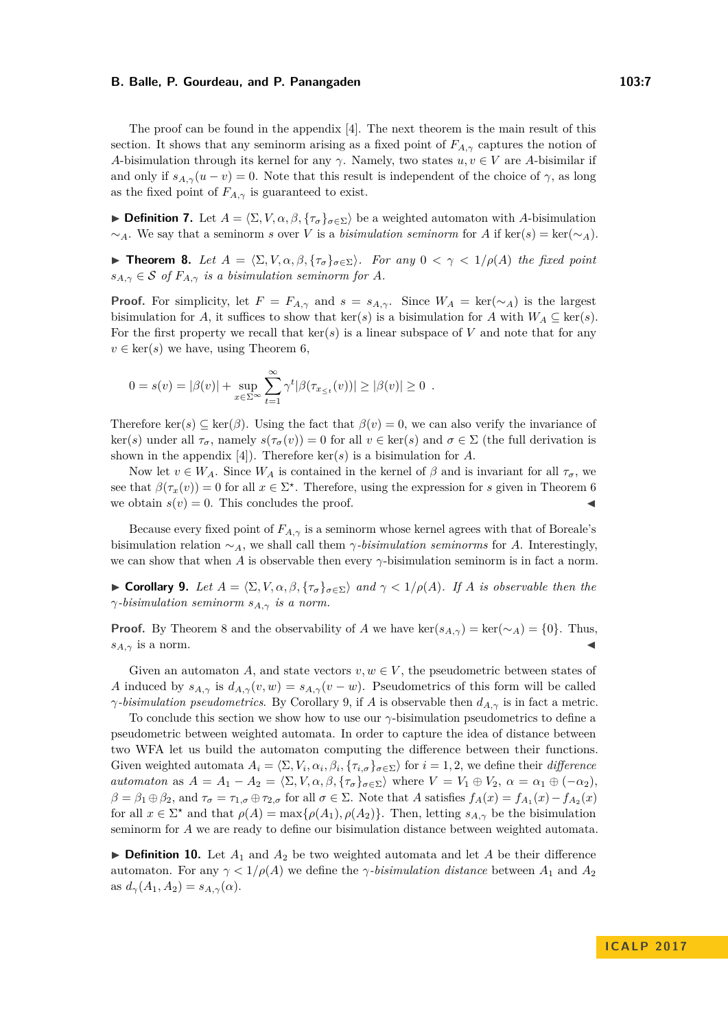The proof can be found in the appendix [4]. The next theorem is the main result of this section. It shows that any seminorm arising as a fixed point of $F_{A,\gamma}$ captures the notion of $A$-bisimulation through its kernel for any $\gamma$. Namely, two states $u, v \in V$ are $A$-bisimilar if and only if $s_{A,\gamma}(u - v) = 0$. Note that this result is independent of the choice of $\gamma$, as long as the fixed point of $F_{A,\gamma}$ is guaranteed to exist.

▶ **Definition 7.** Let $A = \langle \Sigma, V, \alpha, \beta, \{\tau_\sigma\}_{\sigma\in\Sigma}\rangle$ be a weighted automaton with $A$-bisimulation $\sim_A$. We say that a seminorm $s$ over $V$ is a *bisimulation seminorm* for $A$ if $\ker(s) = \ker(\sim_A)$.

▶ **Theorem 8.** *Let $A = \langle \Sigma, V, \alpha, \beta, \{\tau_\sigma\}_{\sigma\in\Sigma}\rangle$. For any $0 < \gamma < 1/\rho(A)$ the fixed point $s_{A,\gamma} \in \mathcal{S}$ of $F_{A,\gamma}$ is a bisimulation seminorm for $A$.*

**Proof.** For simplicity, let $F = F_{A,\gamma}$ and $s = s_{A,\gamma}$. Since $W_A = \ker(\sim_A)$ is the largest bisimulation for $A$, it suffices to show that $\ker(s)$ is a bisimulation for $A$ with $W_A \subseteq \ker(s)$. For the first property we recall that $\ker(s)$ is a linear subspace of $V$ and note that for any $v \in \ker(s)$ we have, using Theorem 6,

$$0 = s(v) = |\beta(v)| + \sup_{x\in\Sigma^\infty} \sum_{t=1}^{\infty} \gamma^t |\beta(\tau_{x_{\leq t}}(v))| \geq |\beta(v)| \geq 0 \ .$$

Therefore $\ker(s) \subseteq \ker(\beta)$. Using the fact that $\beta(v) = 0$, we can also verify the invariance of $\ker(s)$ under all $\tau_\sigma$, namely $s(\tau_\sigma(v)) = 0$ for all $v \in \ker(s)$ and $\sigma \in \Sigma$ (the full derivation is shown in the appendix [4]). Therefore $\ker(s)$ is a bisimulation for $A$.

Now let $v \in W_A$. Since $W_A$ is contained in the kernel of $\beta$ and is invariant for all $\tau_\sigma$, we see that $\beta(\tau_x(v)) = 0$ for all $x \in \Sigma^\star$. Therefore, using the expression for $s$ given in Theorem 6 we obtain $s(v) = 0$. This concludes the proof. ◀

Because every fixed point of $F_{A,\gamma}$ is a seminorm whose kernel agrees with that of Boreale's bisimulation relation $\sim_A$, we shall call them *$\gamma$-bisimulation seminorms* for $A$. Interestingly, we can show that when $A$ is observable then every $\gamma$-bisimulation seminorm is in fact a norm.

▶ **Corollary 9.** *Let $A = \langle \Sigma, V, \alpha, \beta, \{\tau_\sigma\}_{\sigma\in\Sigma}\rangle$ and $\gamma < 1/\rho(A)$. If $A$ is observable then the $\gamma$-bisimulation seminorm $s_{A,\gamma}$ is a norm.*

**Proof.** By Theorem 8 and the observability of $A$ we have $\ker(s_{A,\gamma}) = \ker(\sim_A) = \{0\}$. Thus, $s_{A,\gamma}$ is a norm. ◀

Given an automaton $A$, and state vectors $v, w \in V$, the pseudometric between states of $A$ induced by $s_{A,\gamma}$ is $d_{A,\gamma}(v, w) = s_{A,\gamma}(v - w)$. Pseudometrics of this form will be called *$\gamma$-bisimulation pseudometrics*. By Corollary 9, if $A$ is observable then $d_{A,\gamma}$ is in fact a metric.

To conclude this section we show how to use our $\gamma$-bisimulation pseudometrics to define a pseudometric between weighted automata. In order to capture the idea of distance between two WFA let us build the automaton computing the difference between their functions. Given weighted automata $A_i = \langle \Sigma, V_i, \alpha_i, \beta_i, \{\tau_{i,\sigma}\}_{\sigma\in\Sigma}\rangle$ for $i = 1, 2$, we define their *difference automaton* as $A = A_1 - A_2 = \langle \Sigma, V, \alpha, \beta, \{\tau_\sigma\}_{\sigma\in\Sigma}\rangle$ where $V = V_1 \oplus V_2$, $\alpha = \alpha_1 \oplus (-\alpha_2)$, $\beta = \beta_1 \oplus \beta_2$, and $\tau_\sigma = \tau_{1,\sigma} \oplus \tau_{2,\sigma}$ for all $\sigma \in \Sigma$. Note that $A$ satisfies $f_A(x) = f_{A_1}(x) - f_{A_2}(x)$ for all $x \in \Sigma^\star$ and that $\rho(A) = \max\{\rho(A_1), \rho(A_2)\}$. Then, letting $s_{A,\gamma}$ be the bisimulation seminorm for $A$ we are ready to define our bisimulation distance between weighted automata.

▶ **Definition 10.** Let $A_1$ and $A_2$ be two weighted automata and let $A$ be their difference automaton. For any $\gamma < 1/\rho(A)$ we define the *$\gamma$-bisimulation distance* between $A_1$ and $A_2$ as $d_\gamma(A_1, A_2) = s_{A,\gamma}(\alpha)$.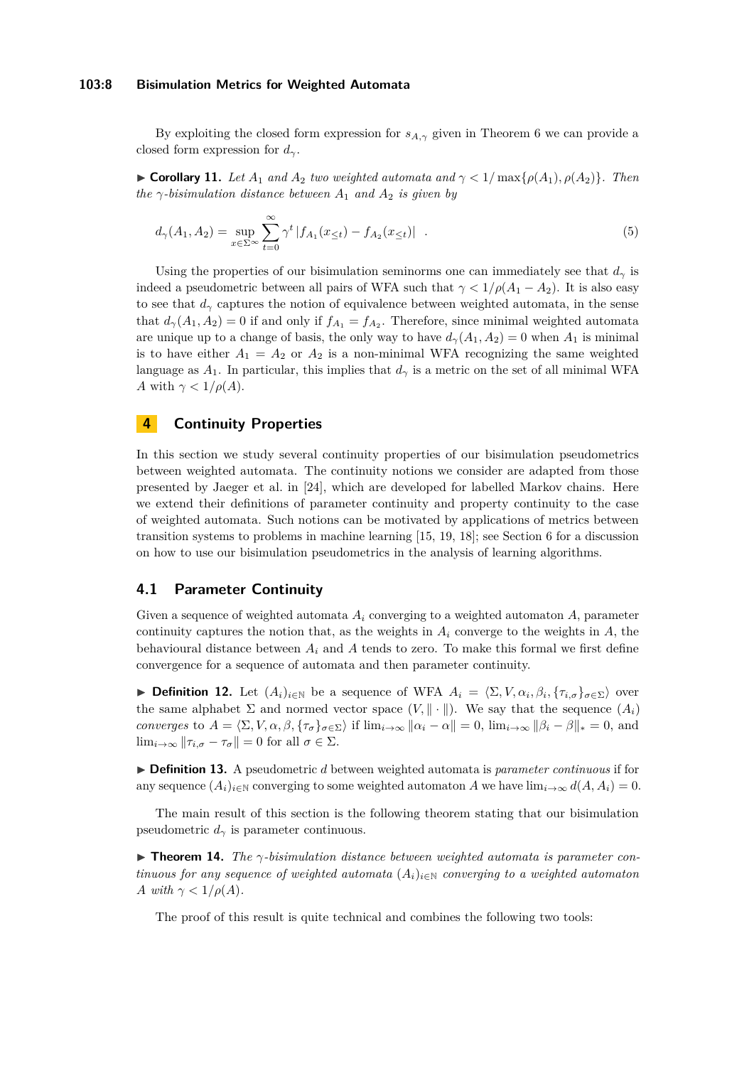By exploiting the closed form expression for $s_{A,\gamma}$ given in Theorem 6 we can provide a closed form expression for $d_\gamma$.

▶ **Corollary 11.** *Let $A_1$ and $A_2$ two weighted automata and $\gamma < 1/\max\{\rho(A_1), \rho(A_2)\}$. Then the $\gamma$-bisimulation distance between $A_1$ and $A_2$ is given by*

$$d_\gamma(A_1, A_2) = \sup_{x \in \Sigma^\infty} \sum_{t=0}^{\infty} \gamma^t \left| f_{A_1}(x_{\leq t}) - f_{A_2}(x_{\leq t}) \right| \quad . \tag{5}$$

Using the properties of our bisimulation seminorms one can immediately see that $d_\gamma$ is indeed a pseudometric between all pairs of WFA such that $\gamma < 1/\rho(A_1 - A_2)$. It is also easy to see that $d_\gamma$ captures the notion of equivalence between weighted automata, in the sense that $d_\gamma(A_1, A_2) = 0$ if and only if $f_{A_1} = f_{A_2}$. Therefore, since minimal weighted automata are unique up to a change of basis, the only way to have $d_\gamma(A_1, A_2) = 0$ when $A_1$ is minimal is to have either $A_1 = A_2$ or $A_2$ is a non-minimal WFA recognizing the same weighted language as $A_1$. In particular, this implies that $d_\gamma$ is a metric on the set of all minimal WFA $A$ with $\gamma < 1/\rho(A)$.

## 4 Continuity Properties

In this section we study several continuity properties of our bisimulation pseudometrics between weighted automata. The continuity notions we consider are adapted from those presented by Jaeger et al. in [24], which are developed for labelled Markov chains. Here we extend their definitions of parameter continuity and property continuity to the case of weighted automata. Such notions can be motivated by applications of metrics between transition systems to problems in machine learning [15, 19, 18]; see Section 6 for a discussion on how to use our bisimulation pseudometrics in the analysis of learning algorithms.

### 4.1 Parameter Continuity

Given a sequence of weighted automata $A_i$ converging to a weighted automaton $A$, parameter continuity captures the notion that, as the weights in $A_i$ converge to the weights in $A$, the behavioural distance between $A_i$ and $A$ tends to zero. To make this formal we first define convergence for a sequence of automata and then parameter continuity.

▶ **Definition 12.** Let $(A_i)_{i \in \mathbb{N}}$ be a sequence of WFA $A_i = \langle \Sigma, V, \alpha_i, \beta_i, \{\tau_{i,\sigma}\}_{\sigma \in \Sigma} \rangle$ over the same alphabet $\Sigma$ and normed vector space $(V, \|\cdot\|)$. We say that the sequence $(A_i)$ *converges* to $A = \langle \Sigma, V, \alpha, \beta, \{\tau_\sigma\}_{\sigma \in \Sigma} \rangle$ if $\lim_{i \to \infty} \|\alpha_i - \alpha\| = 0$, $\lim_{i \to \infty} \|\beta_i - \beta\|_* = 0$, and $\lim_{i \to \infty} \|\tau_{i,\sigma} - \tau_\sigma\| = 0$ for all $\sigma \in \Sigma$.

▶ **Definition 13.** A pseudometric $d$ between weighted automata is *parameter continuous* if for any sequence $(A_i)_{i \in \mathbb{N}}$ converging to some weighted automaton $A$ we have $\lim_{i \to \infty} d(A, A_i) = 0$.

The main result of this section is the following theorem stating that our bisimulation pseudometric $d_\gamma$ is parameter continuous.

▶ **Theorem 14.** *The $\gamma$-bisimulation distance between weighted automata is parameter continuous for any sequence of weighted automata $(A_i)_{i \in \mathbb{N}}$ converging to a weighted automaton $A$ with $\gamma < 1/\rho(A)$.*

The proof of this result is quite technical and combines the following two tools: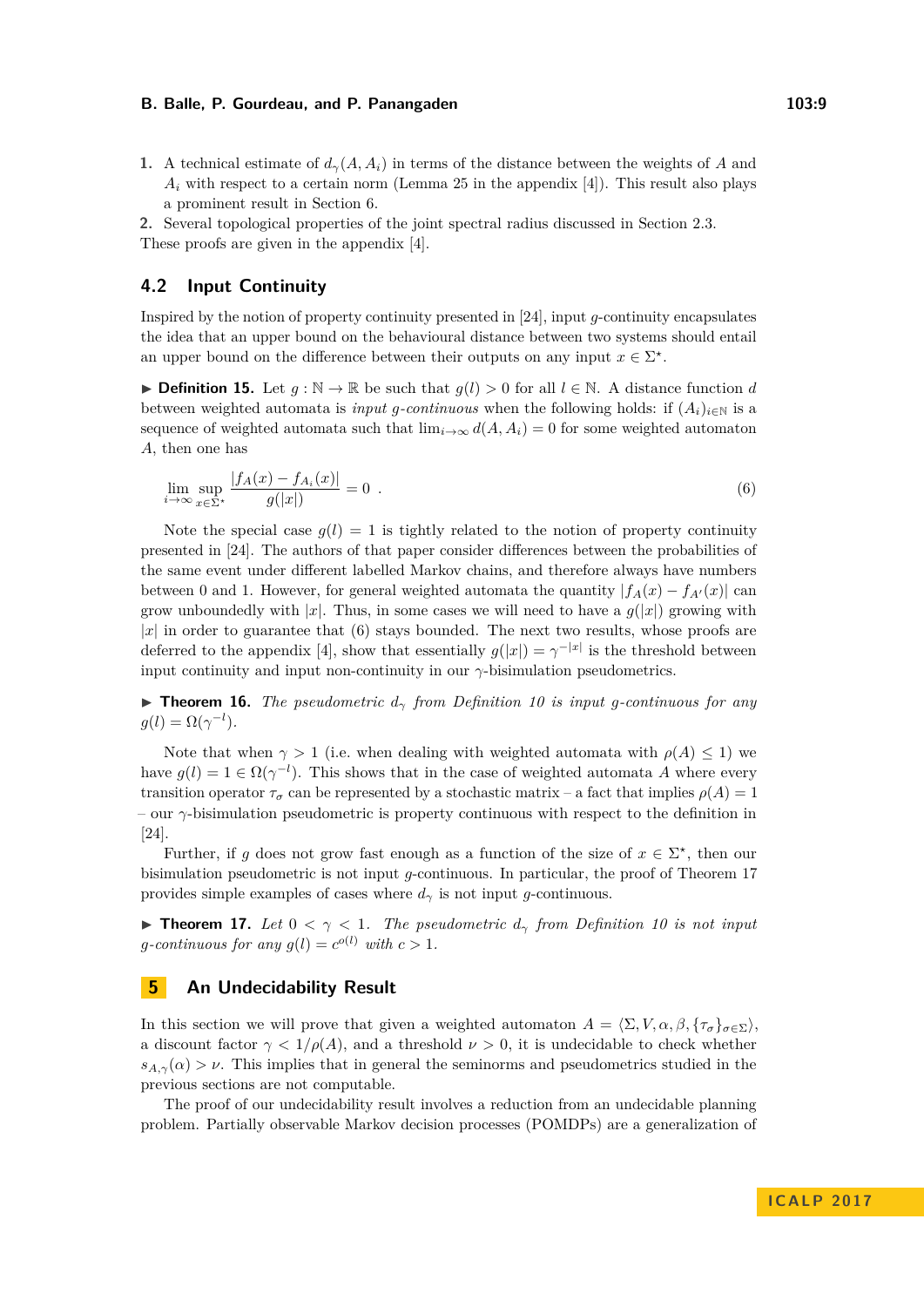1. A technical estimate of $d_\gamma(A, A_i)$ in terms of the distance between the weights of $A$ and $A_i$ with respect to a certain norm (Lemma 25 in the appendix [4]). This result also plays a prominent result in Section 6.
2. Several topological properties of the joint spectral radius discussed in Section 2.3.

These proofs are given in the appendix [4].

## 4.2 Input Continuity

Inspired by the notion of property continuity presented in [24], input $g$-continuity encapsulates the idea that an upper bound on the behavioural distance between two systems should entail an upper bound on the difference between their outputs on any input $x \in \Sigma^\star$.

▶ **Definition 15.** Let $g : \mathbb{N} \to \mathbb{R}$ be such that $g(l) > 0$ for all $l \in \mathbb{N}$. A distance function $d$ between weighted automata is *input $g$-continuous* when the following holds: if $(A_i)_{i \in \mathbb{N}}$ is a sequence of weighted automata such that $\lim_{i\to\infty} d(A, A_i) = 0$ for some weighted automaton $A$, then one has

$$\lim_{i\to\infty} \sup_{x \in \Sigma^\star} \frac{|f_A(x) - f_{A_i}(x)|}{g(|x|)} = 0 \ . \tag{6}$$

Note the special case $g(l) = 1$ is tightly related to the notion of property continuity presented in [24]. The authors of that paper consider differences between the probabilities of the same event under different labelled Markov chains, and therefore always have numbers between 0 and 1. However, for general weighted automata the quantity $|f_A(x) - f_{A'}(x)|$ can grow unboundedly with $|x|$. Thus, in some cases we will need to have a $g(|x|)$ growing with $|x|$ in order to guarantee that (6) stays bounded. The next two results, whose proofs are deferred to the appendix [4], show that essentially $g(|x|) = \gamma^{-|x|}$ is the threshold between input continuity and input non-continuity in our $\gamma$-bisimulation pseudometrics.

▶ **Theorem 16.** *The pseudometric $d_\gamma$ from Definition 10 is input $g$-continuous for any $g(l) = \Omega(\gamma^{-l})$.*

Note that when $\gamma > 1$ (i.e. when dealing with weighted automata with $\rho(A) \le 1$) we have $g(l) = 1 \in \Omega(\gamma^{-l})$. This shows that in the case of weighted automata $A$ where every transition operator $\tau_\sigma$ can be represented by a stochastic matrix – a fact that implies $\rho(A) = 1$ – our $\gamma$-bisimulation pseudometric is property continuous with respect to the definition in [24].

Further, if $g$ does not grow fast enough as a function of the size of $x \in \Sigma^\star$, then our bisimulation pseudometric is not input $g$-continuous. In particular, the proof of Theorem 17 provides simple examples of cases where $d_\gamma$ is not input $g$-continuous.

▶ **Theorem 17.** *Let $0 < \gamma < 1$. The pseudometric $d_\gamma$ from Definition 10 is not input $g$-continuous for any $g(l) = c^{o(l)}$ with $c > 1$.*

# 5 An Undecidability Result

In this section we will prove that given a weighted automaton $A = \langle \Sigma, V, \alpha, \beta, \{\tau_\sigma\}_{\sigma\in\Sigma} \rangle$, a discount factor $\gamma < 1/\rho(A)$, and a threshold $\nu > 0$, it is undecidable to check whether $s_{A,\gamma}(\alpha) > \nu$. This implies that in general the seminorms and pseudometrics studied in the previous sections are not computable.

The proof of our undecidability result involves a reduction from an undecidable planning problem. Partially observable Markov decision processes (POMDPs) are a generalization of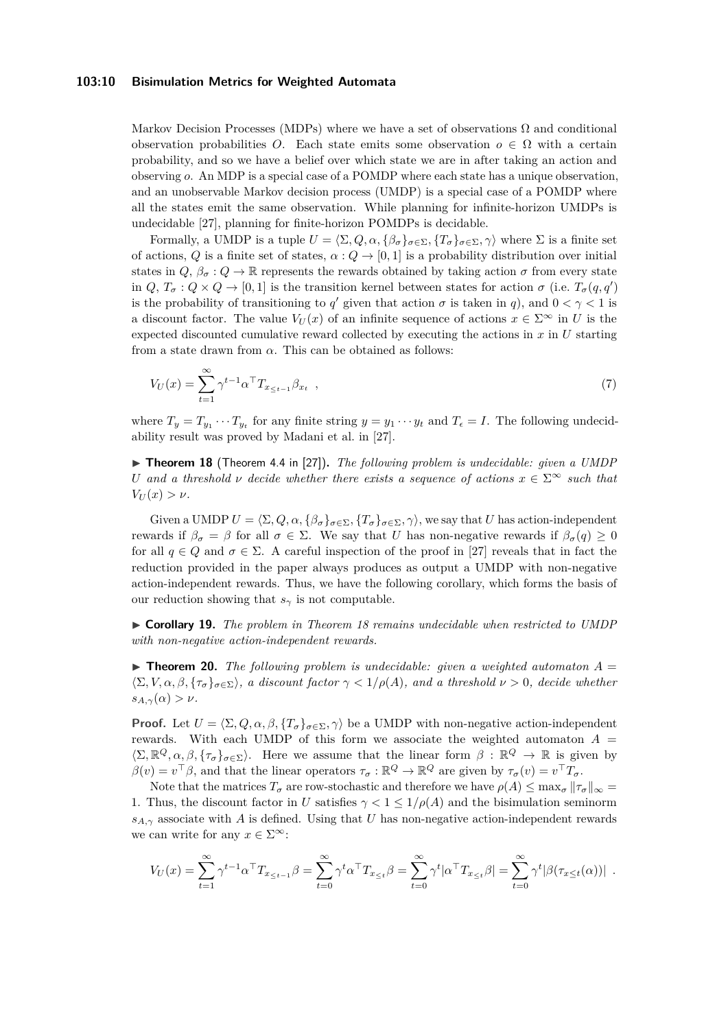Markov Decision Processes (MDPs) where we have a set of observations $\Omega$ and conditional observation probabilities $O$. Each state emits some observation $o \in \Omega$ with a certain probability, and so we have a belief over which state we are in after taking an action and observing $o$. An MDP is a special case of a POMDP where each state has a unique observation, and an unobservable Markov decision process (UMDP) is a special case of a POMDP where all the states emit the same observation. While planning for infinite-horizon UMDPs is undecidable [27], planning for finite-horizon POMDPs is decidable.

Formally, a UMDP is a tuple $U = \langle \Sigma, Q, \alpha, \{\beta_\sigma\}_{\sigma\in\Sigma}, \{T_\sigma\}_{\sigma\in\Sigma}, \gamma \rangle$ where $\Sigma$ is a finite set of actions, $Q$ is a finite set of states, $\alpha : Q \to [0, 1]$ is a probability distribution over initial states in $Q$, $\beta_\sigma : Q \to \mathbb{R}$ represents the rewards obtained by taking action $\sigma$ from every state in $Q$, $T_\sigma : Q \times Q \to [0, 1]$ is the transition kernel between states for action $\sigma$ (i.e. $T_\sigma(q, q')$ is the probability of transitioning to $q'$ given that action $\sigma$ is taken in $q$), and $0 < \gamma < 1$ is a discount factor. The value $V_U(x)$ of an infinite sequence of actions $x \in \Sigma^\infty$ in $U$ is the expected discounted cumulative reward collected by executing the actions in $x$ in $U$ starting from a state drawn from $\alpha$. This can be obtained as follows:

$$V_U(x) = \sum_{t=1}^{\infty} \gamma^{t-1} \alpha^\top T_{x_{\leq t-1}} \beta_{x_t} \ , \tag{7}$$

where $T_y = T_{y_1} \cdots T_{y_t}$ for any finite string $y = y_1 \cdots y_t$ and $T_\epsilon = I$. The following undecidability result was proved by Madani et al. in [27].

▶ **Theorem 18** (Theorem 4.4 in [27])**.** *The following problem is undecidable: given a UMDP $U$ and a threshold $\nu$ decide whether there exists a sequence of actions $x \in \Sigma^\infty$ such that $V_U(x) > \nu$.*

Given a UMDP $U = \langle \Sigma, Q, \alpha, \{\beta_\sigma\}_{\sigma\in\Sigma}, \{T_\sigma\}_{\sigma\in\Sigma}, \gamma \rangle$, we say that $U$ has action-independent rewards if $\beta_\sigma = \beta$ for all $\sigma \in \Sigma$. We say that $U$ has non-negative rewards if $\beta_\sigma(q) \geq 0$ for all $q \in Q$ and $\sigma \in \Sigma$. A careful inspection of the proof in [27] reveals that in fact the reduction provided in the paper always produces as output a UMDP with non-negative action-independent rewards. Thus, we have the following corollary, which forms the basis of our reduction showing that $s_\gamma$ is not computable.

▶ **Corollary 19.** *The problem in Theorem 18 remains undecidable when restricted to UMDP with non-negative action-independent rewards.*

▶ **Theorem 20.** *The following problem is undecidable: given a weighted automaton $A = \langle \Sigma, V, \alpha, \beta, \{\tau_\sigma\}_{\sigma\in\Sigma} \rangle$, a discount factor $\gamma < 1/\rho(A)$, and a threshold $\nu > 0$, decide whether $s_{A,\gamma}(\alpha) > \nu$.*

**Proof.** Let $U = \langle \Sigma, Q, \alpha, \beta, \{T_\sigma\}_{\sigma\in\Sigma}, \gamma \rangle$ be a UMDP with non-negative action-independent rewards. With each UMDP of this form we associate the weighted automaton $A = \langle \Sigma, \mathbb{R}^Q, \alpha, \beta, \{\tau_\sigma\}_{\sigma\in\Sigma} \rangle$. Here we assume that the linear form $\beta : \mathbb{R}^Q \to \mathbb{R}$ is given by $\beta(v) = v^\top \beta$, and that the linear operators $\tau_\sigma : \mathbb{R}^Q \to \mathbb{R}^Q$ are given by $\tau_\sigma(v) = v^\top T_\sigma$.

Note that the matrices $T_\sigma$ are row-stochastic and therefore we have $\rho(A) \leq \max_\sigma \|\tau_\sigma\|_\infty = 1$. Thus, the discount factor in $U$ satisfies $\gamma < 1 \leq 1/\rho(A)$ and the bisimulation seminorm $s_{A,\gamma}$ associate with $A$ is defined. Using that $U$ has non-negative action-independent rewards we can write for any $x \in \Sigma^\infty$:

$$V_U(x) = \sum_{t=1}^{\infty} \gamma^{t-1} \alpha^\top T_{x_{\leq t-1}} \beta = \sum_{t=0}^{\infty} \gamma^t \alpha^\top T_{x_{\leq t}} \beta = \sum_{t=0}^{\infty} \gamma^t |\alpha^\top T_{x_{\leq t}} \beta| = \sum_{t=0}^{\infty} \gamma^t |\beta(\tau_{x_{\leq t}}(\alpha))| \ .$$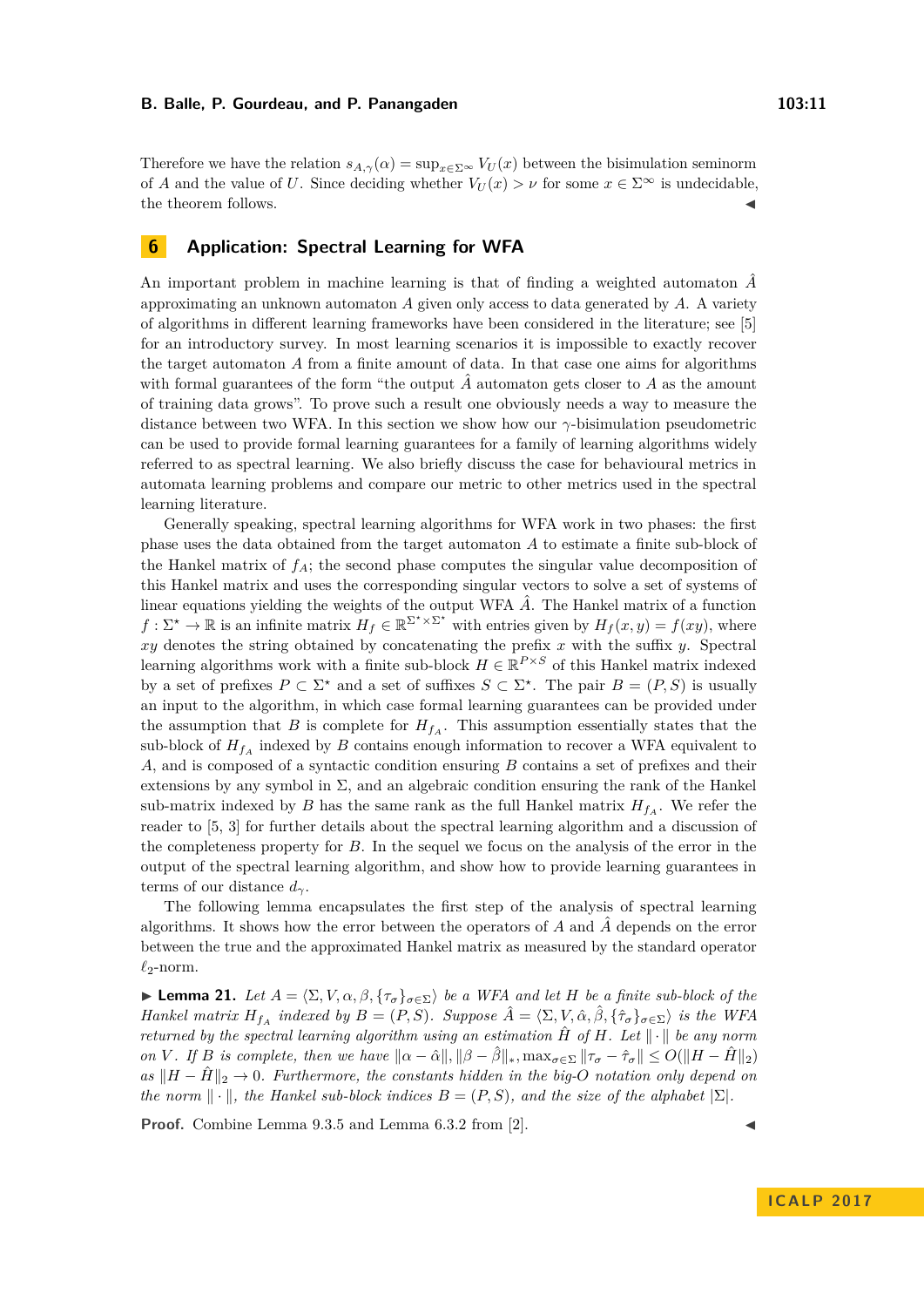Therefore we have the relation $s_{A,\gamma}(\alpha) = \sup_{x\in\Sigma^\infty} V_U(x)$ between the bisimulation seminorm of $A$ and the value of $U$. Since deciding whether $V_U(x) > \nu$ for some $x \in \Sigma^\infty$ is undecidable, the theorem follows. ◀

## 6 Application: Spectral Learning for WFA

An important problem in machine learning is that of finding a weighted automaton $\hat{A}$ approximating an unknown automaton $A$ given only access to data generated by $A$. A variety of algorithms in different learning frameworks have been considered in the literature; see [5] for an introductory survey. In most learning scenarios it is impossible to exactly recover the target automaton $A$ from a finite amount of data. In that case one aims for algorithms with formal guarantees of the form "the output $\hat{A}$ automaton gets closer to $A$ as the amount of training data grows". To prove such a result one obviously needs a way to measure the distance between two WFA. In this section we show how our $\gamma$-bisimulation pseudometric can be used to provide formal learning guarantees for a family of learning algorithms widely referred to as spectral learning. We also briefly discuss the case for behavioural metrics in automata learning problems and compare our metric to other metrics used in the spectral learning literature.

Generally speaking, spectral learning algorithms for WFA work in two phases: the first phase uses the data obtained from the target automaton $A$ to estimate a finite sub-block of the Hankel matrix of $f_A$; the second phase computes the singular value decomposition of this Hankel matrix and uses the corresponding singular vectors to solve a set of systems of linear equations yielding the weights of the output WFA $\hat{A}$. The Hankel matrix of a function $f : \Sigma^\star \to \mathbb{R}$ is an infinite matrix $H_f \in \mathbb{R}^{\Sigma^\star\times\Sigma^\star}$ with entries given by $H_f(x, y) = f(xy)$, where $xy$ denotes the string obtained by concatenating the prefix $x$ with the suffix $y$. Spectral learning algorithms work with a finite sub-block $H \in \mathbb{R}^{P\times S}$ of this Hankel matrix indexed by a set of prefixes $P \subset \Sigma^\star$ and a set of suffixes $S \subset \Sigma^\star$. The pair $B = (P, S)$ is usually an input to the algorithm, in which case formal learning guarantees can be provided under the assumption that $B$ is complete for $H_{f_A}$. This assumption essentially states that the sub-block of $H_{f_A}$ indexed by $B$ contains enough information to recover a WFA equivalent to $A$, and is composed of a syntactic condition ensuring $B$ contains a set of prefixes and their extensions by any symbol in $\Sigma$, and an algebraic condition ensuring the rank of the Hankel sub-matrix indexed by $B$ has the same rank as the full Hankel matrix $H_{f_A}$. We refer the reader to [5, 3] for further details about the spectral learning algorithm and a discussion of the completeness property for $B$. In the sequel we focus on the analysis of the error in the output of the spectral learning algorithm, and show how to provide learning guarantees in terms of our distance $d_\gamma$.

The following lemma encapsulates the first step of the analysis of spectral learning algorithms. It shows how the error between the operators of $A$ and $\hat{A}$ depends on the error between the true and the approximated Hankel matrix as measured by the standard operator $\ell_2$-norm.

▶ **Lemma 21.** *Let $A = \langle \Sigma, V, \alpha, \beta, \{\tau_\sigma\}_{\sigma\in\Sigma}\rangle$ be a WFA and let $H$ be a finite sub-block of the Hankel matrix $H_{f_A}$ indexed by $B = (P, S)$. Suppose $\hat{A} = \langle \Sigma, V, \hat{\alpha}, \hat{\beta}, \{\hat{\tau}_\sigma\}_{\sigma\in\Sigma}\rangle$ is the WFA returned by the spectral learning algorithm using an estimation $\hat{H}$ of $H$. Let $\|\cdot\|$ be any norm on $V$. If $B$ is complete, then we have $\|\alpha - \hat{\alpha}\|, \|\beta - \hat{\beta}\|_*, \max_{\sigma\in\Sigma} \|\tau_\sigma - \hat{\tau}_\sigma\| \leq O(\|H - \hat{H}\|_2)$ as $\|H - \hat{H}\|_2 \to 0$. Furthermore, the constants hidden in the big-O notation only depend on the norm $\|\cdot\|$, the Hankel sub-block indices $B = (P, S)$, and the size of the alphabet $|\Sigma|$.*

**Proof.** Combine Lemma 9.3.5 and Lemma 6.3.2 from [2]. ◀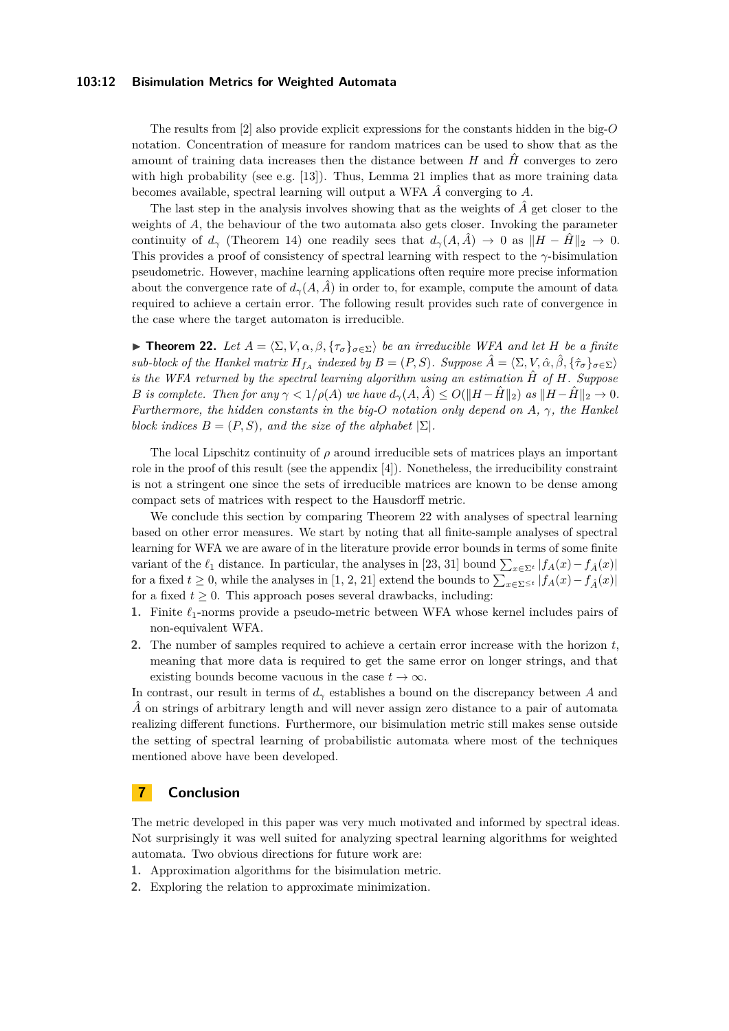The results from [2] also provide explicit expressions for the constants hidden in the big-$O$ notation. Concentration of measure for random matrices can be used to show that as the amount of training data increases then the distance between $H$ and $\hat{H}$ converges to zero with high probability (see e.g. [13]). Thus, Lemma 21 implies that as more training data becomes available, spectral learning will output a WFA $\hat{A}$ converging to $A$.

The last step in the analysis involves showing that as the weights of $\hat{A}$ get closer to the weights of $A$, the behaviour of the two automata also gets closer. Invoking the parameter continuity of $d_\gamma$ (Theorem 14) one readily sees that $d_\gamma(A, \hat{A}) \to 0$ as $\|H - \hat{H}\|_2 \to 0$. This provides a proof of consistency of spectral learning with respect to the $\gamma$-bisimulation pseudometric. However, machine learning applications often require more precise information about the convergence rate of $d_\gamma(A, \hat{A})$ in order to, for example, compute the amount of data required to achieve a certain error. The following result provides such rate of convergence in the case where the target automaton is irreducible.

▶ **Theorem 22.** *Let $A = \langle \Sigma, V, \alpha, \beta, \{\tau_\sigma\}_{\sigma\in\Sigma} \rangle$ be an irreducible WFA and let $H$ be a finite sub-block of the Hankel matrix $H_{f_A}$ indexed by $B = (P, S)$. Suppose $\hat{A} = \langle \Sigma, V, \hat{\alpha}, \hat{\beta}, \{\hat{\tau}_\sigma\}_{\sigma\in\Sigma} \rangle$ is the WFA returned by the spectral learning algorithm using an estimation $\hat{H}$ of $H$. Suppose $B$ is complete. Then for any $\gamma < 1/\rho(A)$ we have $d_\gamma(A, \hat{A}) \leq O(\|H - \hat{H}\|_2)$ as $\|H - \hat{H}\|_2 \to 0$. Furthermore, the hidden constants in the big-$O$ notation only depend on $A$, $\gamma$, the Hankel block indices $B = (P, S)$, and the size of the alphabet $|\Sigma|$.*

The local Lipschitz continuity of $\rho$ around irreducible sets of matrices plays an important role in the proof of this result (see the appendix [4]). Nonetheless, the irreducibility constraint is not a stringent one since the sets of irreducible matrices are known to be dense among compact sets of matrices with respect to the Hausdorff metric.

We conclude this section by comparing Theorem 22 with analyses of spectral learning based on other error measures. We start by noting that all finite-sample analyses of spectral learning for WFA we are aware of in the literature provide error bounds in terms of some finite variant of the $\ell_1$ distance. In particular, the analyses in [23, 31] bound $\sum_{x\in\Sigma^t} |f_A(x) - f_{\hat{A}}(x)|$ for a fixed $t \geq 0$, while the analyses in [1, 2, 21] extend the bounds to $\sum_{x\in\Sigma^{\leq t}} |f_A(x) - f_{\hat{A}}(x)|$ for a fixed $t \geq 0$. This approach poses several drawbacks, including:

1. Finite $\ell_1$-norms provide a pseudo-metric between WFA whose kernel includes pairs of non-equivalent WFA.
2. The number of samples required to achieve a certain error increase with the horizon $t$, meaning that more data is required to get the same error on longer strings, and that existing bounds become vacuous in the case $t \to \infty$.

In contrast, our result in terms of $d_\gamma$ establishes a bound on the discrepancy between $A$ and $\hat{A}$ on strings of arbitrary length and will never assign zero distance to a pair of automata realizing different functions. Furthermore, our bisimulation metric still makes sense outside the setting of spectral learning of probabilistic automata where most of the techniques mentioned above have been developed.

## 7 Conclusion

The metric developed in this paper was very much motivated and informed by spectral ideas. Not surprisingly it was well suited for analyzing spectral learning algorithms for weighted automata. Two obvious directions for future work are:

1. Approximation algorithms for the bisimulation metric.
2. Exploring the relation to approximate minimization.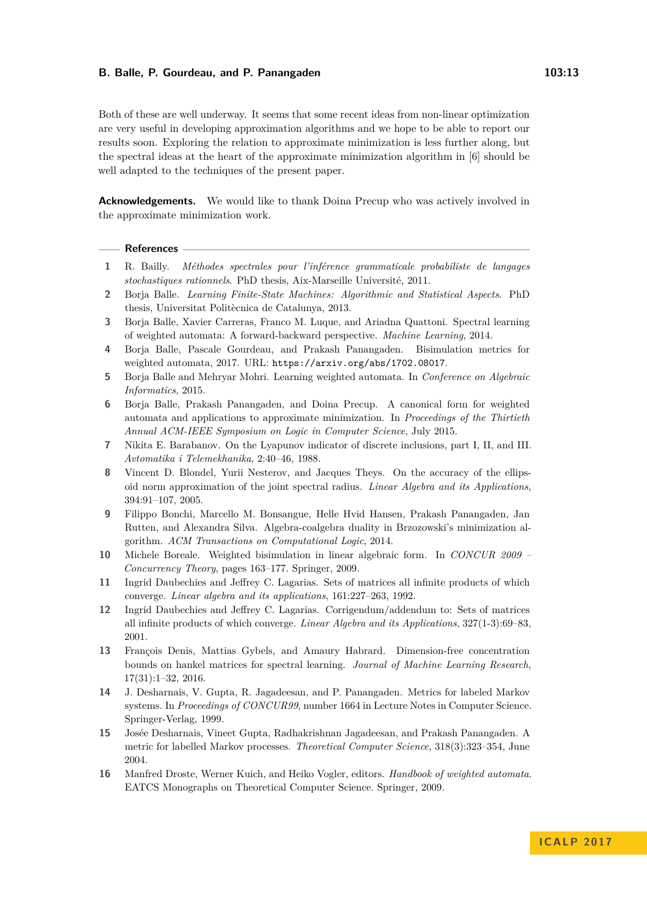Both of these are well underway. It seems that some recent ideas from non-linear optimization are very useful in developing approximation algorithms and we hope to be able to report our results soon. Exploring the relation to approximate minimization is less further along, but the spectral ideas at the heart of the approximate minimization algorithm in [6] should be well adapted to the techniques of the present paper.

**Acknowledgements.** We would like to thank Doina Precup who was actively involved in the approximate minimization work.

## References

1. R. Bailly. *Méthodes spectrales pour l'inférence grammaticale probabiliste de langages stochastiques rationnels*. PhD thesis, Aix-Marseille Université, 2011.
2. Borja Balle. *Learning Finite-State Machines: Algorithmic and Statistical Aspects*. PhD thesis, Universitat Politècnica de Catalunya, 2013.
3. Borja Balle, Xavier Carreras, Franco M. Luque, and Ariadna Quattoni. Spectral learning of weighted automata: A forward-backward perspective. *Machine Learning*, 2014.
4. Borja Balle, Pascale Gourdeau, and Prakash Panangaden. Bisimulation metrics for weighted automata, 2017. URL: `https://arxiv.org/abs/1702.08017`.
5. Borja Balle and Mehryar Mohri. Learning weighted automata. In *Conference on Algebraic Informatics*, 2015.
6. Borja Balle, Prakash Panangaden, and Doina Precup. A canonical form for weighted automata and applications to approximate minimization. In *Proceedings of the Thirtieth Annual ACM-IEEE Symposium on Logic in Computer Science*, July 2015.
7. Nikita E. Barabanov. On the Lyapunov indicator of discrete inclusions, part I, II, and III. *Avtomatika i Telemekhanika*, 2:40–46, 1988.
8. Vincent D. Blondel, Yurii Nesterov, and Jacques Theys. On the accuracy of the ellipsoid norm approximation of the joint spectral radius. *Linear Algebra and its Applications*, 394:91–107, 2005.
9. Filippo Bonchi, Marcello M. Bonsangue, Helle Hvid Hansen, Prakash Panangaden, Jan Rutten, and Alexandra Silva. Algebra-coalgebra duality in Brzozowski's minimization algorithm. *ACM Transactions on Computational Logic*, 2014.
10. Michele Boreale. Weighted bisimulation in linear algebraic form. In *CONCUR 2009 – Concurrency Theory*, pages 163–177. Springer, 2009.
11. Ingrid Daubechies and Jeffrey C. Lagarias. Sets of matrices all infinite products of which converge. *Linear algebra and its applications*, 161:227–263, 1992.
12. Ingrid Daubechies and Jeffrey C. Lagarias. Corrigendum/addendum to: Sets of matrices all infinite products of which converge. *Linear Algebra and its Applications*, 327(1-3):69–83, 2001.
13. François Denis, Mattias Gybels, and Amaury Habrard. Dimension-free concentration bounds on hankel matrices for spectral learning. *Journal of Machine Learning Research*, 17(31):1–32, 2016.
14. J. Desharnais, V. Gupta, R. Jagadeesan, and P. Panangaden. Metrics for labeled Markov systems. In *Proceedings of CONCUR99*, number 1664 in Lecture Notes in Computer Science. Springer-Verlag, 1999.
15. Josée Desharnais, Vineet Gupta, Radhakrishnan Jagadeesan, and Prakash Panangaden. A metric for labelled Markov processes. *Theoretical Computer Science*, 318(3):323–354, June 2004.
16. Manfred Droste, Werner Kuich, and Heiko Vogler, editors. *Handbook of weighted automata*. EATCS Monographs on Theoretical Computer Science. Springer, 2009.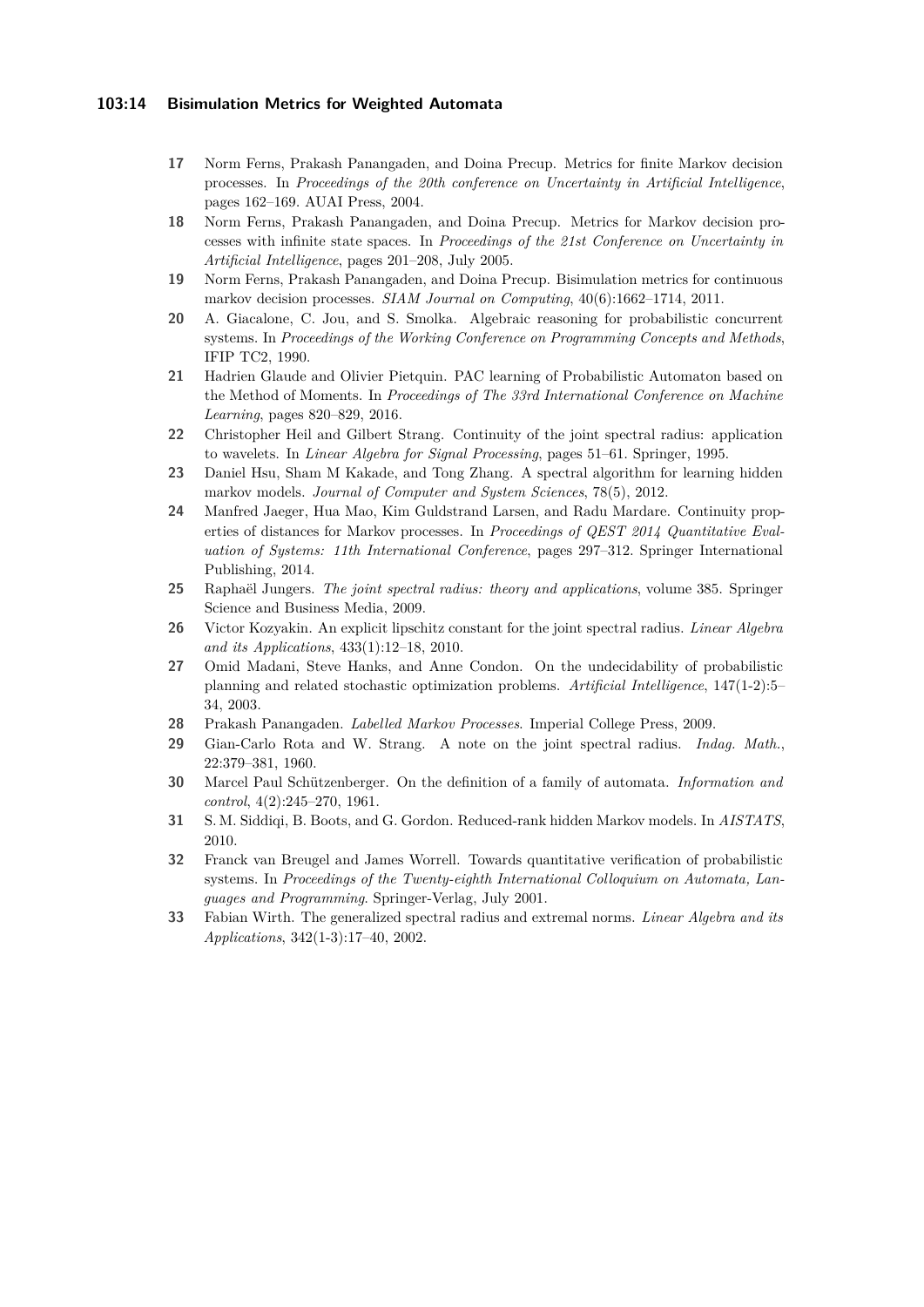17 Norm Ferns, Prakash Panangaden, and Doina Precup. Metrics for finite Markov decision processes. In *Proceedings of the 20th conference on Uncertainty in Artificial Intelligence*, pages 162–169. AUAI Press, 2004.

18 Norm Ferns, Prakash Panangaden, and Doina Precup. Metrics for Markov decision processes with infinite state spaces. In *Proceedings of the 21st Conference on Uncertainty in Artificial Intelligence*, pages 201–208, July 2005.

19 Norm Ferns, Prakash Panangaden, and Doina Precup. Bisimulation metrics for continuous markov decision processes. *SIAM Journal on Computing*, 40(6):1662–1714, 2011.

20 A. Giacalone, C. Jou, and S. Smolka. Algebraic reasoning for probabilistic concurrent systems. In *Proceedings of the Working Conference on Programming Concepts and Methods*, IFIP TC2, 1990.

21 Hadrien Glaude and Olivier Pietquin. PAC learning of Probabilistic Automaton based on the Method of Moments. In *Proceedings of The 33rd International Conference on Machine Learning*, pages 820–829, 2016.

22 Christopher Heil and Gilbert Strang. Continuity of the joint spectral radius: application to wavelets. In *Linear Algebra for Signal Processing*, pages 51–61. Springer, 1995.

23 Daniel Hsu, Sham M Kakade, and Tong Zhang. A spectral algorithm for learning hidden markov models. *Journal of Computer and System Sciences*, 78(5), 2012.

24 Manfred Jaeger, Hua Mao, Kim Guldstrand Larsen, and Radu Mardare. Continuity properties of distances for Markov processes. In *Proceedings of QEST 2014 Quantitative Evaluation of Systems: 11th International Conference*, pages 297–312. Springer International Publishing, 2014.

25 Raphaël Jungers. *The joint spectral radius: theory and applications*, volume 385. Springer Science and Business Media, 2009.

26 Victor Kozyakin. An explicit lipschitz constant for the joint spectral radius. *Linear Algebra and its Applications*, 433(1):12–18, 2010.

27 Omid Madani, Steve Hanks, and Anne Condon. On the undecidability of probabilistic planning and related stochastic optimization problems. *Artificial Intelligence*, 147(1-2):5–34, 2003.

28 Prakash Panangaden. *Labelled Markov Processes*. Imperial College Press, 2009.

29 Gian-Carlo Rota and W. Strang. A note on the joint spectral radius. *Indag. Math.*, 22:379–381, 1960.

30 Marcel Paul Schützenberger. On the definition of a family of automata. *Information and control*, 4(2):245–270, 1961.

31 S. M. Siddiqi, B. Boots, and G. Gordon. Reduced-rank hidden Markov models. In *AISTATS*, 2010.

32 Franck van Breugel and James Worrell. Towards quantitative verification of probabilistic systems. In *Proceedings of the Twenty-eighth International Colloquium on Automata, Languages and Programming*. Springer-Verlag, July 2001.

33 Fabian Wirth. The generalized spectral radius and extremal norms. *Linear Algebra and its Applications*, 342(1-3):17–40, 2002.